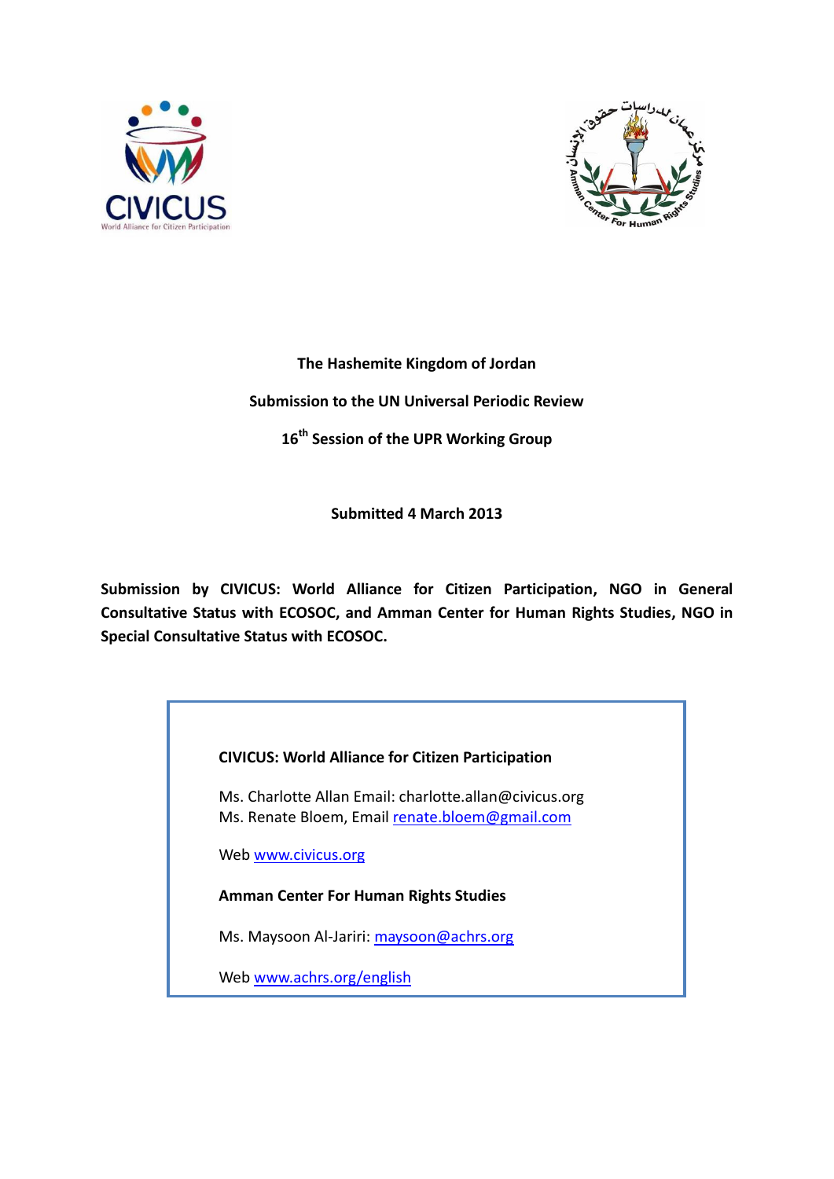**The Hashemite Kingdom of Jordan**

**Submission to the UN Universal Periodic Review**

**16th Session of the UPR Working Group**

**Submitted 4 March 2013**

**Submission by CIVICUS: World Alliance for Citizen Participation, NGO in General Consultative Status with ECOSOC, and Amman Center for Human Rights Studies, NGO in Special Consultative Status with ECOSOC.**

**CIVICUS: World Alliance for Citizen Participation**

Ms. Charlotte Allan Email: charlotte.allan@civicus.org
Ms. Renate Bloem, Email renate.bloem@gmail.com

Web www.civicus.org

**Amman Center For Human Rights Studies**

Ms. Maysoon Al-Jariri: maysoon@achrs.org

Web www.achrs.org/english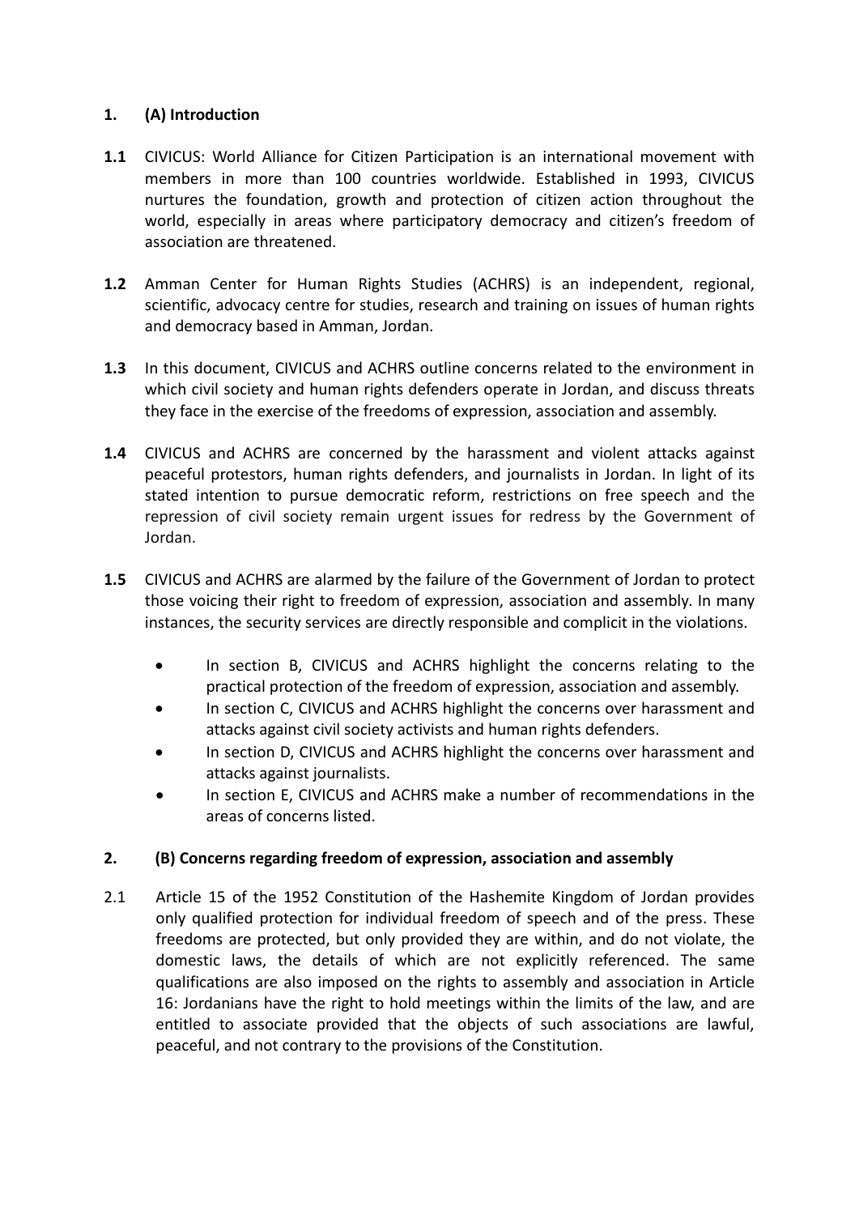## 1. (A) Introduction

**1.1** CIVICUS: World Alliance for Citizen Participation is an international movement with members in more than 100 countries worldwide. Established in 1993, CIVICUS nurtures the foundation, growth and protection of citizen action throughout the world, especially in areas where participatory democracy and citizen's freedom of association are threatened.

**1.2** Amman Center for Human Rights Studies (ACHRS) is an independent, regional, scientific, advocacy centre for studies, research and training on issues of human rights and democracy based in Amman, Jordan.

**1.3** In this document, CIVICUS and ACHRS outline concerns related to the environment in which civil society and human rights defenders operate in Jordan, and discuss threats they face in the exercise of the freedoms of expression, association and assembly.

**1.4** CIVICUS and ACHRS are concerned by the harassment and violent attacks against peaceful protestors, human rights defenders, and journalists in Jordan. In light of its stated intention to pursue democratic reform, restrictions on free speech and the repression of civil society remain urgent issues for redress by the Government of Jordan.

**1.5** CIVICUS and ACHRS are alarmed by the failure of the Government of Jordan to protect those voicing their right to freedom of expression, association and assembly. In many instances, the security services are directly responsible and complicit in the violations.

- In section B, CIVICUS and ACHRS highlight the concerns relating to the practical protection of the freedom of expression, association and assembly.
- In section C, CIVICUS and ACHRS highlight the concerns over harassment and attacks against civil society activists and human rights defenders.
- In section D, CIVICUS and ACHRS highlight the concerns over harassment and attacks against journalists.
- In section E, CIVICUS and ACHRS make a number of recommendations in the areas of concerns listed.

## 2. (B) Concerns regarding freedom of expression, association and assembly

2.1 Article 15 of the 1952 Constitution of the Hashemite Kingdom of Jordan provides only qualified protection for individual freedom of speech and of the press. These freedoms are protected, but only provided they are within, and do not violate, the domestic laws, the details of which are not explicitly referenced. The same qualifications are also imposed on the rights to assembly and association in Article 16: Jordanians have the right to hold meetings within the limits of the law, and are entitled to associate provided that the objects of such associations are lawful, peaceful, and not contrary to the provisions of the Constitution.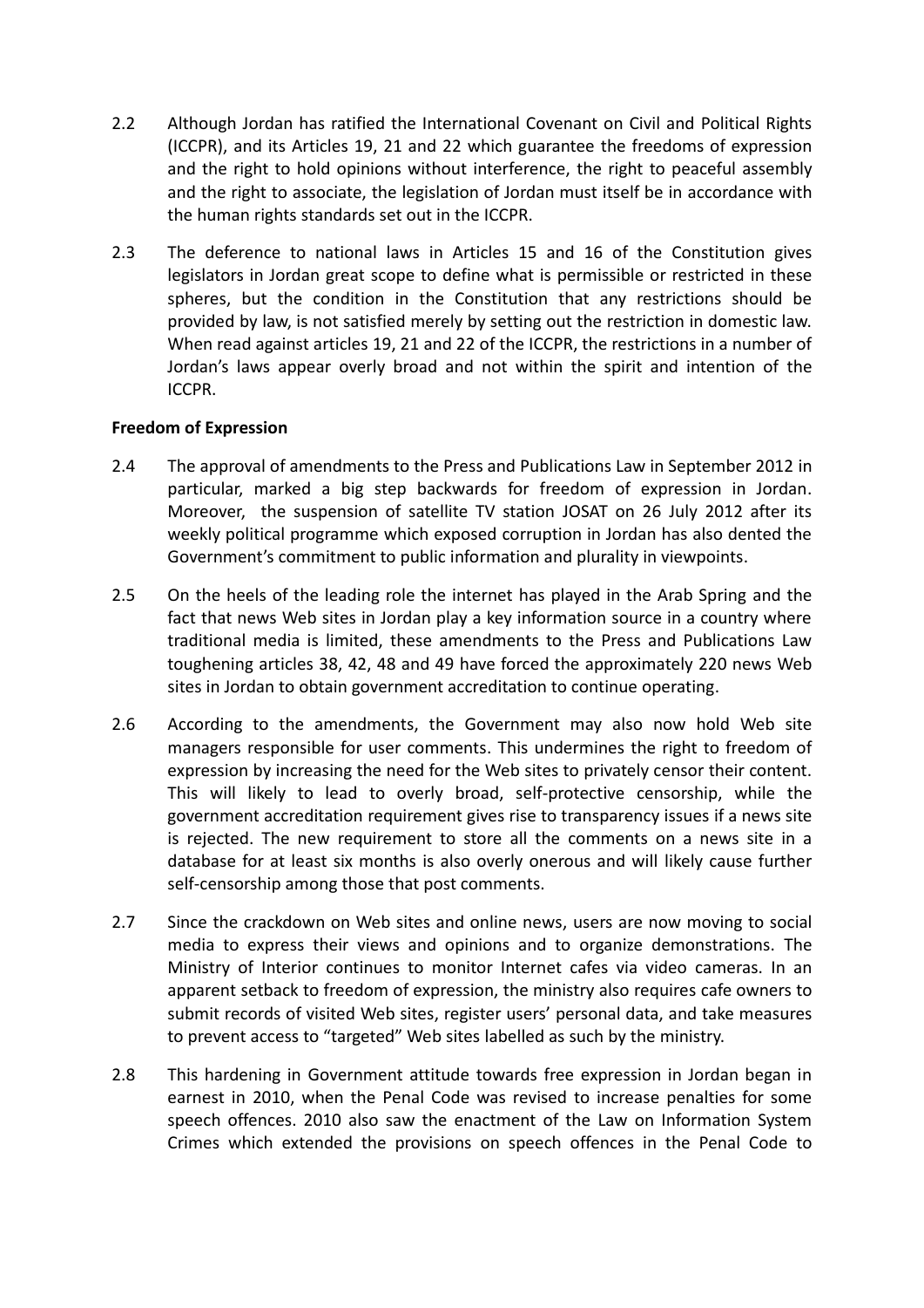2.2 Although Jordan has ratified the International Covenant on Civil and Political Rights (ICCPR), and its Articles 19, 21 and 22 which guarantee the freedoms of expression and the right to hold opinions without interference, the right to peaceful assembly and the right to associate, the legislation of Jordan must itself be in accordance with the human rights standards set out in the ICCPR.

2.3 The deference to national laws in Articles 15 and 16 of the Constitution gives legislators in Jordan great scope to define what is permissible or restricted in these spheres, but the condition in the Constitution that any restrictions should be provided by law, is not satisfied merely by setting out the restriction in domestic law. When read against articles 19, 21 and 22 of the ICCPR, the restrictions in a number of Jordan's laws appear overly broad and not within the spirit and intention of the ICCPR.

**Freedom of Expression**

2.4 The approval of amendments to the Press and Publications Law in September 2012 in particular, marked a big step backwards for freedom of expression in Jordan. Moreover, the suspension of satellite TV station JOSAT on 26 July 2012 after its weekly political programme which exposed corruption in Jordan has also dented the Government's commitment to public information and plurality in viewpoints.

2.5 On the heels of the leading role the internet has played in the Arab Spring and the fact that news Web sites in Jordan play a key information source in a country where traditional media is limited, these amendments to the Press and Publications Law toughening articles 38, 42, 48 and 49 have forced the approximately 220 news Web sites in Jordan to obtain government accreditation to continue operating.

2.6 According to the amendments, the Government may also now hold Web site managers responsible for user comments. This undermines the right to freedom of expression by increasing the need for the Web sites to privately censor their content. This will likely to lead to overly broad, self-protective censorship, while the government accreditation requirement gives rise to transparency issues if a news site is rejected. The new requirement to store all the comments on a news site in a database for at least six months is also overly onerous and will likely cause further self-censorship among those that post comments.

2.7 Since the crackdown on Web sites and online news, users are now moving to social media to express their views and opinions and to organize demonstrations. The Ministry of Interior continues to monitor Internet cafes via video cameras. In an apparent setback to freedom of expression, the ministry also requires cafe owners to submit records of visited Web sites, register users' personal data, and take measures to prevent access to "targeted" Web sites labelled as such by the ministry.

2.8 This hardening in Government attitude towards free expression in Jordan began in earnest in 2010, when the Penal Code was revised to increase penalties for some speech offences. 2010 also saw the enactment of the Law on Information System Crimes which extended the provisions on speech offences in the Penal Code to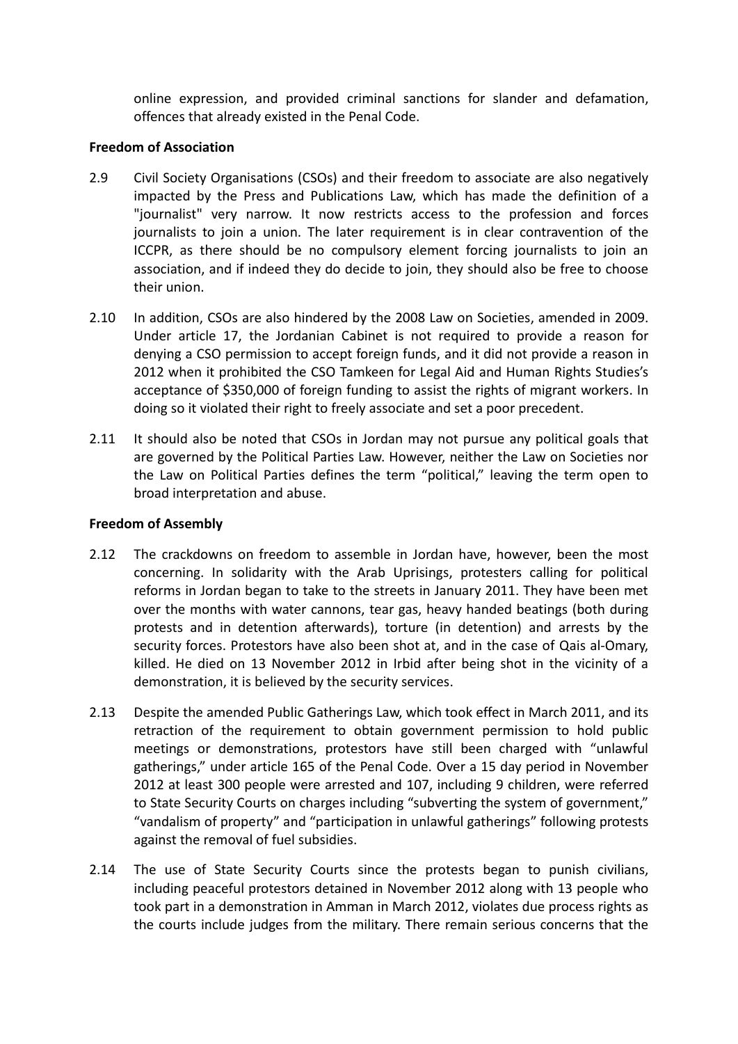online expression, and provided criminal sanctions for slander and defamation, offences that already existed in the Penal Code.

**Freedom of Association**

2.9 Civil Society Organisations (CSOs) and their freedom to associate are also negatively impacted by the Press and Publications Law, which has made the definition of a "journalist" very narrow. It now restricts access to the profession and forces journalists to join a union. The later requirement is in clear contravention of the ICCPR, as there should be no compulsory element forcing journalists to join an association, and if indeed they do decide to join, they should also be free to choose their union.

2.10 In addition, CSOs are also hindered by the 2008 Law on Societies, amended in 2009. Under article 17, the Jordanian Cabinet is not required to provide a reason for denying a CSO permission to accept foreign funds, and it did not provide a reason in 2012 when it prohibited the CSO Tamkeen for Legal Aid and Human Rights Studies's acceptance of $350,000 of foreign funding to assist the rights of migrant workers. In doing so it violated their right to freely associate and set a poor precedent.

2.11 It should also be noted that CSOs in Jordan may not pursue any political goals that are governed by the Political Parties Law. However, neither the Law on Societies nor the Law on Political Parties defines the term "political," leaving the term open to broad interpretation and abuse.

**Freedom of Assembly**

2.12 The crackdowns on freedom to assemble in Jordan have, however, been the most concerning. In solidarity with the Arab Uprisings, protesters calling for political reforms in Jordan began to take to the streets in January 2011. They have been met over the months with water cannons, tear gas, heavy handed beatings (both during protests and in detention afterwards), torture (in detention) and arrests by the security forces. Protestors have also been shot at, and in the case of Qais al-Omary, killed. He died on 13 November 2012 in Irbid after being shot in the vicinity of a demonstration, it is believed by the security services.

2.13 Despite the amended Public Gatherings Law, which took effect in March 2011, and its retraction of the requirement to obtain government permission to hold public meetings or demonstrations, protestors have still been charged with "unlawful gatherings," under article 165 of the Penal Code. Over a 15 day period in November 2012 at least 300 people were arrested and 107, including 9 children, were referred to State Security Courts on charges including "subverting the system of government," "vandalism of property" and "participation in unlawful gatherings" following protests against the removal of fuel subsidies.

2.14 The use of State Security Courts since the protests began to punish civilians, including peaceful protestors detained in November 2012 along with 13 people who took part in a demonstration in Amman in March 2012, violates due process rights as the courts include judges from the military. There remain serious concerns that the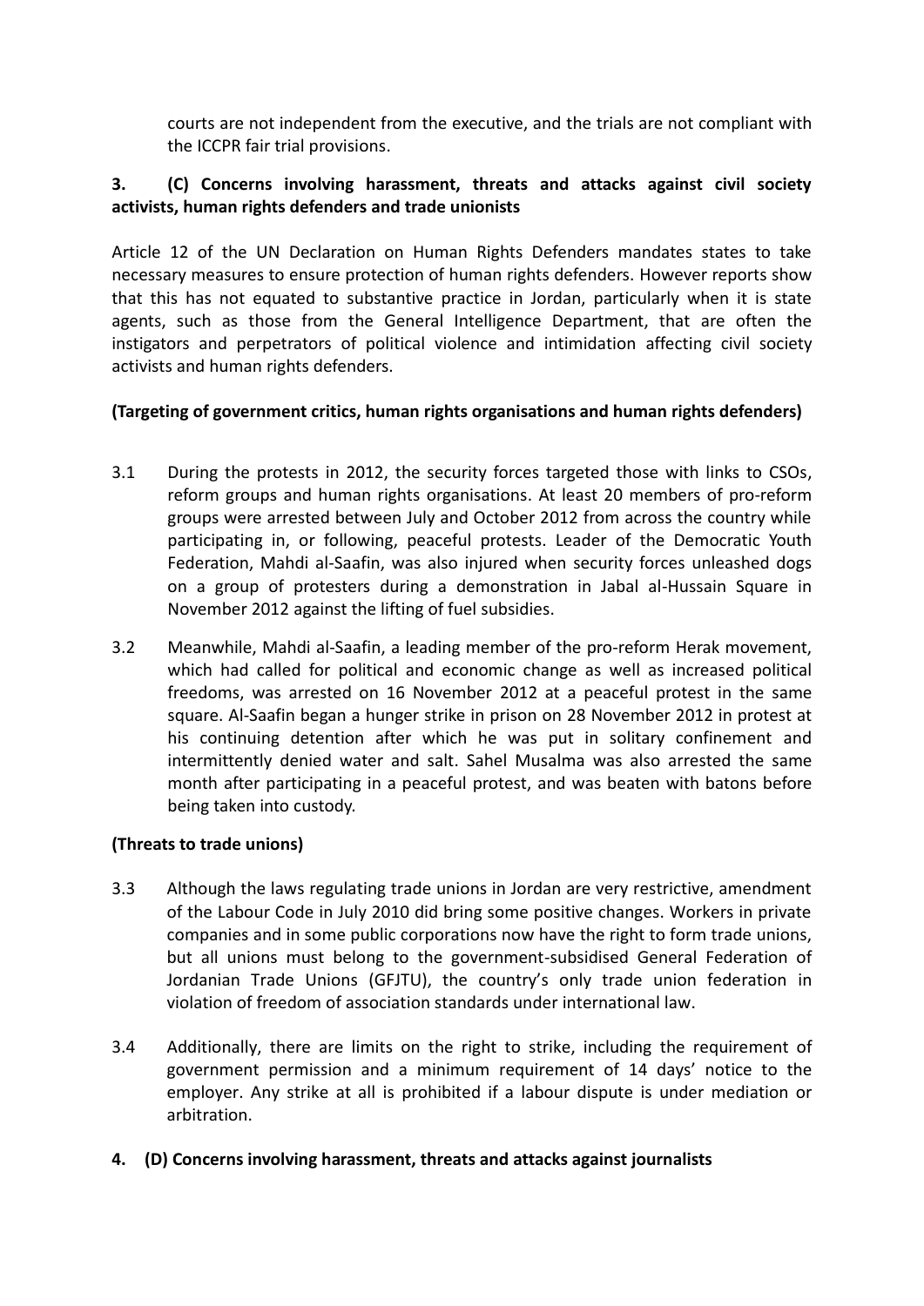courts are not independent from the executive, and the trials are not compliant with the ICCPR fair trial provisions.

## 3. (C) Concerns involving harassment, threats and attacks against civil society activists, human rights defenders and trade unionists

Article 12 of the UN Declaration on Human Rights Defenders mandates states to take necessary measures to ensure protection of human rights defenders. However reports show that this has not equated to substantive practice in Jordan, particularly when it is state agents, such as those from the General Intelligence Department, that are often the instigators and perpetrators of political violence and intimidation affecting civil society activists and human rights defenders.

**(Targeting of government critics, human rights organisations and human rights defenders)**

3.1 During the protests in 2012, the security forces targeted those with links to CSOs, reform groups and human rights organisations. At least 20 members of pro-reform groups were arrested between July and October 2012 from across the country while participating in, or following, peaceful protests. Leader of the Democratic Youth Federation, Mahdi al-Saafin, was also injured when security forces unleashed dogs on a group of protesters during a demonstration in Jabal al-Hussain Square in November 2012 against the lifting of fuel subsidies.

3.2 Meanwhile, Mahdi al-Saafin, a leading member of the pro-reform Herak movement, which had called for political and economic change as well as increased political freedoms, was arrested on 16 November 2012 at a peaceful protest in the same square. Al-Saafin began a hunger strike in prison on 28 November 2012 in protest at his continuing detention after which he was put in solitary confinement and intermittently denied water and salt. Sahel Musalma was also arrested the same month after participating in a peaceful protest, and was beaten with batons before being taken into custody.

**(Threats to trade unions)**

3.3 Although the laws regulating trade unions in Jordan are very restrictive, amendment of the Labour Code in July 2010 did bring some positive changes. Workers in private companies and in some public corporations now have the right to form trade unions, but all unions must belong to the government-subsidised General Federation of Jordanian Trade Unions (GFJTU), the country's only trade union federation in violation of freedom of association standards under international law.

3.4 Additionally, there are limits on the right to strike, including the requirement of government permission and a minimum requirement of 14 days' notice to the employer. Any strike at all is prohibited if a labour dispute is under mediation or arbitration.

## 4. (D) Concerns involving harassment, threats and attacks against journalists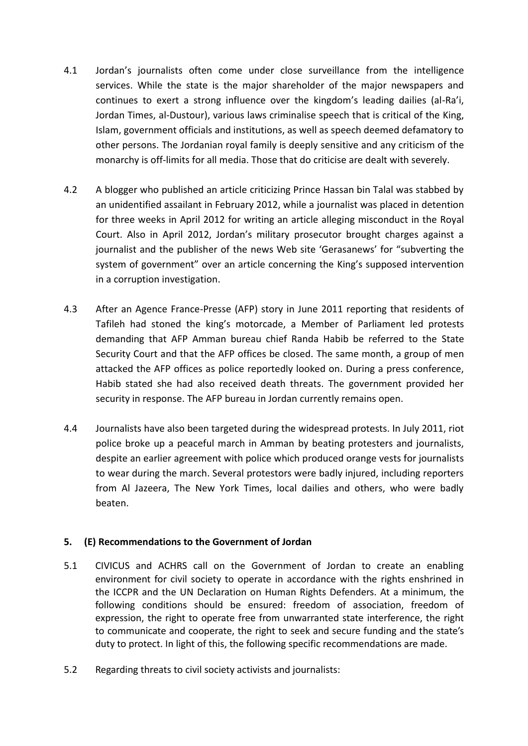4.1 Jordan's journalists often come under close surveillance from the intelligence services. While the state is the major shareholder of the major newspapers and continues to exert a strong influence over the kingdom's leading dailies (al-Ra'i, Jordan Times, al-Dustour), various laws criminalise speech that is critical of the King, Islam, government officials and institutions, as well as speech deemed defamatory to other persons. The Jordanian royal family is deeply sensitive and any criticism of the monarchy is off-limits for all media. Those that do criticise are dealt with severely.

4.2 A blogger who published an article criticizing Prince Hassan bin Talal was stabbed by an unidentified assailant in February 2012, while a journalist was placed in detention for three weeks in April 2012 for writing an article alleging misconduct in the Royal Court. Also in April 2012, Jordan's military prosecutor brought charges against a journalist and the publisher of the news Web site 'Gerasanews' for "subverting the system of government" over an article concerning the King's supposed intervention in a corruption investigation.

4.3 After an Agence France-Presse (AFP) story in June 2011 reporting that residents of Tafileh had stoned the king's motorcade, a Member of Parliament led protests demanding that AFP Amman bureau chief Randa Habib be referred to the State Security Court and that the AFP offices be closed. The same month, a group of men attacked the AFP offices as police reportedly looked on. During a press conference, Habib stated she had also received death threats. The government provided her security in response. The AFP bureau in Jordan currently remains open.

4.4 Journalists have also been targeted during the widespread protests. In July 2011, riot police broke up a peaceful march in Amman by beating protesters and journalists, despite an earlier agreement with police which produced orange vests for journalists to wear during the march. Several protestors were badly injured, including reporters from Al Jazeera, The New York Times, local dailies and others, who were badly beaten.

## 5. (E) Recommendations to the Government of Jordan

5.1 CIVICUS and ACHRS call on the Government of Jordan to create an enabling environment for civil society to operate in accordance with the rights enshrined in the ICCPR and the UN Declaration on Human Rights Defenders. At a minimum, the following conditions should be ensured: freedom of association, freedom of expression, the right to operate free from unwarranted state interference, the right to communicate and cooperate, the right to seek and secure funding and the state's duty to protect. In light of this, the following specific recommendations are made.

5.2 Regarding threats to civil society activists and journalists: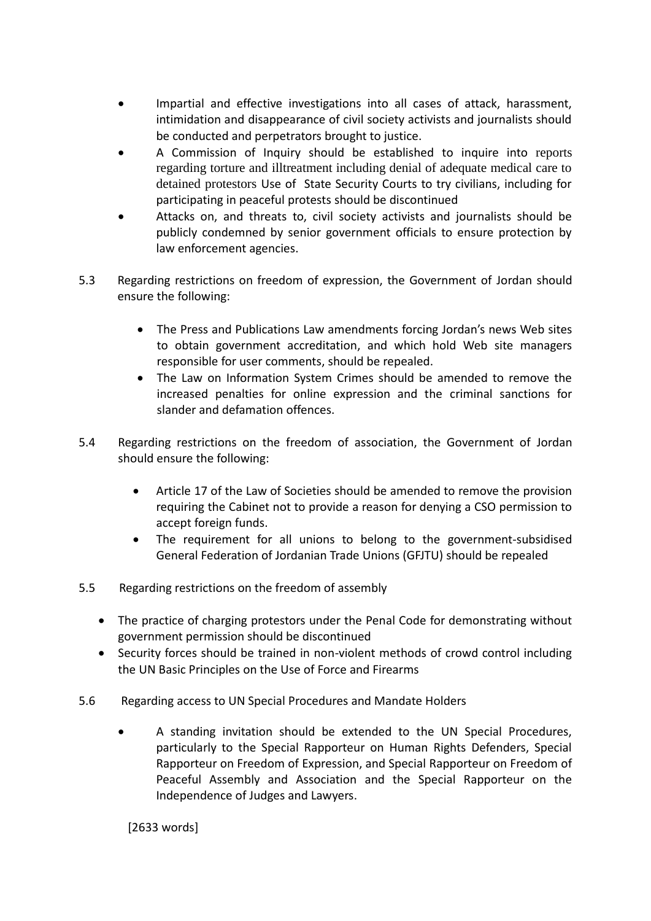- Impartial and effective investigations into all cases of attack, harassment, intimidation and disappearance of civil society activists and journalists should be conducted and perpetrators brought to justice.
- A Commission of Inquiry should be established to inquire into reports regarding torture and illtreatment including denial of adequate medical care to detained protestors Use of State Security Courts to try civilians, including for participating in peaceful protests should be discontinued
- Attacks on, and threats to, civil society activists and journalists should be publicly condemned by senior government officials to ensure protection by law enforcement agencies.

5.3 Regarding restrictions on freedom of expression, the Government of Jordan should ensure the following:

- The Press and Publications Law amendments forcing Jordan's news Web sites to obtain government accreditation, and which hold Web site managers responsible for user comments, should be repealed.
- The Law on Information System Crimes should be amended to remove the increased penalties for online expression and the criminal sanctions for slander and defamation offences.

5.4 Regarding restrictions on the freedom of association, the Government of Jordan should ensure the following:

- Article 17 of the Law of Societies should be amended to remove the provision requiring the Cabinet not to provide a reason for denying a CSO permission to accept foreign funds.
- The requirement for all unions to belong to the government-subsidised General Federation of Jordanian Trade Unions (GFJTU) should be repealed

5.5 Regarding restrictions on the freedom of assembly

- The practice of charging protestors under the Penal Code for demonstrating without government permission should be discontinued
- Security forces should be trained in non-violent methods of crowd control including the UN Basic Principles on the Use of Force and Firearms

5.6 Regarding access to UN Special Procedures and Mandate Holders

- A standing invitation should be extended to the UN Special Procedures, particularly to the Special Rapporteur on Human Rights Defenders, Special Rapporteur on Freedom of Expression, and Special Rapporteur on Freedom of Peaceful Assembly and Association and the Special Rapporteur on the Independence of Judges and Lawyers.

[2633 words]